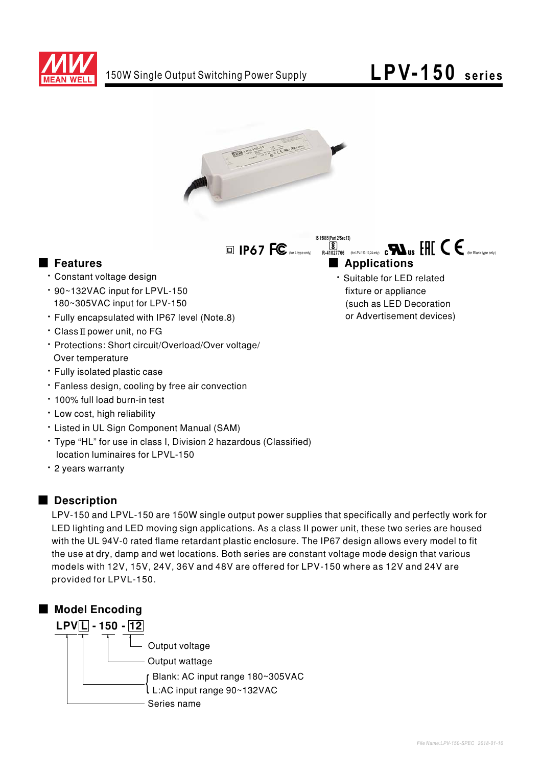MEAN WELL

150W Single Output Switching Power Supply

# LPV-150 series

IP67 FC (for L type only) IS 15885(Part 2/Sec13) R-41027766 (for LPV-150-12,24 only) c UL us EAC CE (for Blank type only)

## Features

- Constant voltage design
- 90~132VAC input for LPVL-150
  180~305VAC input for LPV-150
- Fully encapsulated with IP67 level (Note.8)
- Class II power unit, no FG
- Protections: Short circuit/Overload/Over voltage/
  Over temperature
- Fully isolated plastic case
- Fanless design, cooling by free air convection
- 100% full load burn-in test
- Low cost, high reliability
- Listed in UL Sign Component Manual (SAM)
- Type "HL" for use in class I, Division 2 hazardous (Classified) location luminaires for LPVL-150
- 2 years warranty

## Applications

- Suitable for LED related fixture or appliance (such as LED Decoration or Advertisement devices)

## Description

LPV-150 and LPVL-150 are 150W single output power supplies that specifically and perfectly work for LED lighting and LED moving sign applications. As a class II power unit, these two series are housed with the UL 94V-0 rated flame retardant plastic enclosure. The IP67 design allows every model to fit the use at dry, damp and wet locations. Both series are constant voltage mode design that various models with 12V, 15V, 24V, 36V and 48V are offered for LPV-150 where as 12V and 24V are provided for LPVL-150.

## Model Encoding

**LPV L - 150 - 12**

- 12: Output voltage
- 150: Output wattage
- L:
  - Blank: AC input range 180~305VAC
  - L: AC input range 90~132VAC
- LPV: Series name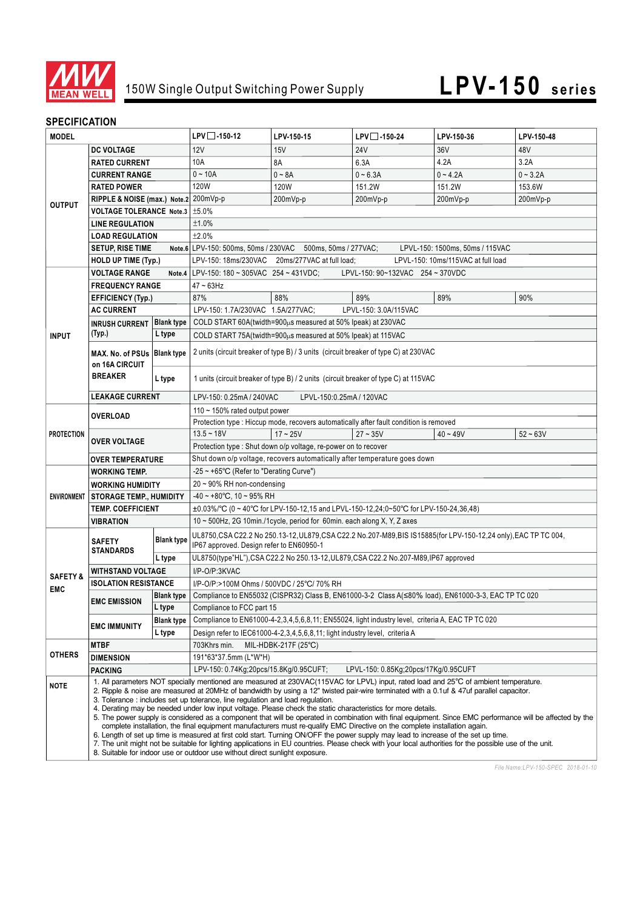150W Single Output Switching Power Supply

# LPV-150 series

## SPECIFICATION

| MODEL | | | LPV☐-150-12 | LPV-150-15 | LPV☐-150-24 | LPV-150-36 | LPV-150-48 |
|---|---|---|---|---|---|---|---|
| OUTPUT | DC VOLTAGE | | 12V | 15V | 24V | 36V | 48V |
| | RATED CURRENT | | 10A | 8A | 6.3A | 4.2A | 3.2A |
| | CURRENT RANGE | | 0 ~ 10A | 0 ~ 8A | 0 ~ 6.3A | 0 ~ 4.2A | 0 ~ 3.2A |
| | RATED POWER | | 120W | 120W | 151.2W | 151.2W | 153.6W |
| | RIPPLE & NOISE (max.) Note.2 | | 200mVp-p | 200mVp-p | 200mVp-p | 200mVp-p | 200mVp-p |
| | VOLTAGE TOLERANCE Note.3 | | ±5.0% | | | | |
| | LINE REGULATION | | ±1.0% | | | | |
| | LOAD REGULATION | | ±2.0% | | | | |
| | SETUP, RISE TIME Note.6 | | LPV-150: 500ms, 50ms / 230VAC 500ms, 50ms / 277VAC; LPVL-150: 1500ms, 50ms / 115VAC | | | | |
| | HOLD UP TIME (Typ.) | | LPV-150: 18ms/230VAC 20ms/277VAC at full load; LPVL-150: 10ms/115VAC at full load | | | | |
| INPUT | VOLTAGE RANGE Note.4 | | LPV-150: 180 ~ 305VAC 254 ~ 431VDC; LPVL-150: 90~132VAC 254 ~ 370VDC | | | | |
| | FREQUENCY RANGE | | 47 ~ 63Hz | | | | |
| | EFFICIENCY (Typ.) | | 87% | 88% | 89% | 89% | 90% |
| | AC CURRENT | | LPV-150: 1.7A/230VAC 1.5A/277VAC; LPVL-150: 3.0A/115VAC | | | | |
| | INRUSH CURRENT (Typ.) | Blank type | COLD START 60A(twidth=900µs measured at 50% Ipeak) at 230VAC | | | | |
| | | L type | COLD START 75A(twidth=900µs measured at 50% Ipeak) at 115VAC | | | | |
| | MAX. No. of PSUs on 16A CIRCUIT BREAKER | Blank type | 2 units (circuit breaker of type B) / 3 units (circuit breaker of type C) at 230VAC | | | | |
| | | L type | 1 units (circuit breaker of type B) / 2 units (circuit breaker of type C) at 115VAC | | | | |
| | LEAKAGE CURRENT | | LPV-150: 0.25mA / 240VAC LPVL-150:0.25mA / 120VAC | | | | |
| PROTECTION | OVERLOAD | | 110 ~ 150% rated output power | | | | |
| | | | Protection type : Hiccup mode, recovers automatically after fault condition is removed | | | | |
| | OVER VOLTAGE | | 13.5 ~ 18V | 17 ~ 25V | 27 ~ 35V | 40 ~ 49V | 52 ~ 63V |
| | | | Protection type : Shut down o/p voltage, re-power on to recover | | | | |
| | OVER TEMPERATURE | | Shut down o/p voltage, recovers automatically after temperature goes down | | | | |
| ENVIRONMENT | WORKING TEMP. | | -25 ~ +65℃ (Refer to "Derating Curve") | | | | |
| | WORKING HUMIDITY | | 20 ~ 90% RH non-condensing | | | | |
| | STORAGE TEMP., HUMIDITY | | -40 ~ +80℃, 10 ~ 95% RH | | | | |
| | TEMP. COEFFICIENT | | ±0.03%/℃ (0 ~ 40℃ for LPV-150-12,15 and LPVL-150-12,24;0~50℃ for LPV-150-24,36,48) | | | | |
| | VIBRATION | | 10 ~ 500Hz, 2G 10min./1cycle, period for 60min. each along X, Y, Z axes | | | | |
| SAFETY & EMC | SAFETY STANDARDS | Blank type | UL8750,CSA C22.2 No 250.13-12,UL879,CSA C22.2 No.207-M89,BIS IS15885(for LPV-150-12,24 only),EAC TP TC 004, IP67 approved. Design refer to EN60950-1 | | | | |
| | | L type | UL8750(type"HL"),CSA C22.2 No 250.13-12,UL879,CSA C22.2 No.207-M89,IP67 approved | | | | |
| | WITHSTAND VOLTAGE | | I/P-O/P:3KVAC | | | | |
| | ISOLATION RESISTANCE | | I/P-O/P:>100M Ohms / 500VDC / 25℃/ 70% RH | | | | |
| | EMC EMISSION | Blank type | Compliance to EN55032 (CISPR32) Class B, EN61000-3-2 Class A(≤80% load), EN61000-3-3, EAC TP TC 020 | | | | |
| | | L type | Compliance to FCC part 15 | | | | |
| | EMC IMMUNITY | Blank type | Compliance to EN61000-4-2,3,4,5,6,8,11; EN55024, light industry level, criteria A, EAC TP TC 020 | | | | |
| | | L type | Design refer to IEC61000-4-2,3,4,5,6,8,11; light industry level, criteria A | | | | |
| OTHERS | MTBF | | 703Khrs min. MIL-HDBK-217F (25℃) | | | | |
| | DIMENSION | | 191*63*37.5mm (L*W*H) | | | | |
| | PACKING | | LPV-150: 0.74Kg;20pcs/15.8Kg/0.95CUFT; LPVL-150: 0.85Kg;20pcs/17Kg/0.95CUFT | | | | |

**NOTE**

1. All parameters NOT specially mentioned are measured at 230VAC(115VAC for LPVL) input, rated load and 25℃ of ambient temperature.
2. Ripple & noise are measured at 20MHz of bandwidth by using a 12" twisted pair-wire terminated with a 0.1uf & 47uf parallel capacitor.
3. Tolerance : includes set up tolerance, line regulation and load regulation.
4. Derating may be needed under low input voltage. Please check the static characteristics for more details.
5. The power supply is considered as a component that will be operated in combination with final equipment. Since EMC performance will be affected by the complete installation, the final equipment manufacturers must re-qualify EMC Directive on the complete installation again.
6. Length of set up time is measured at first cold start. Turning ON/OFF the power supply may lead to increase of the set up time.
7. The unit might not be suitable for lighting applications in EU countries. Please check with your local authorities for the possible use of the unit.
8. Suitable for indoor use or outdoor use without direct sunlight exposure.

File Name:LPV-150-SPEC 2018-01-10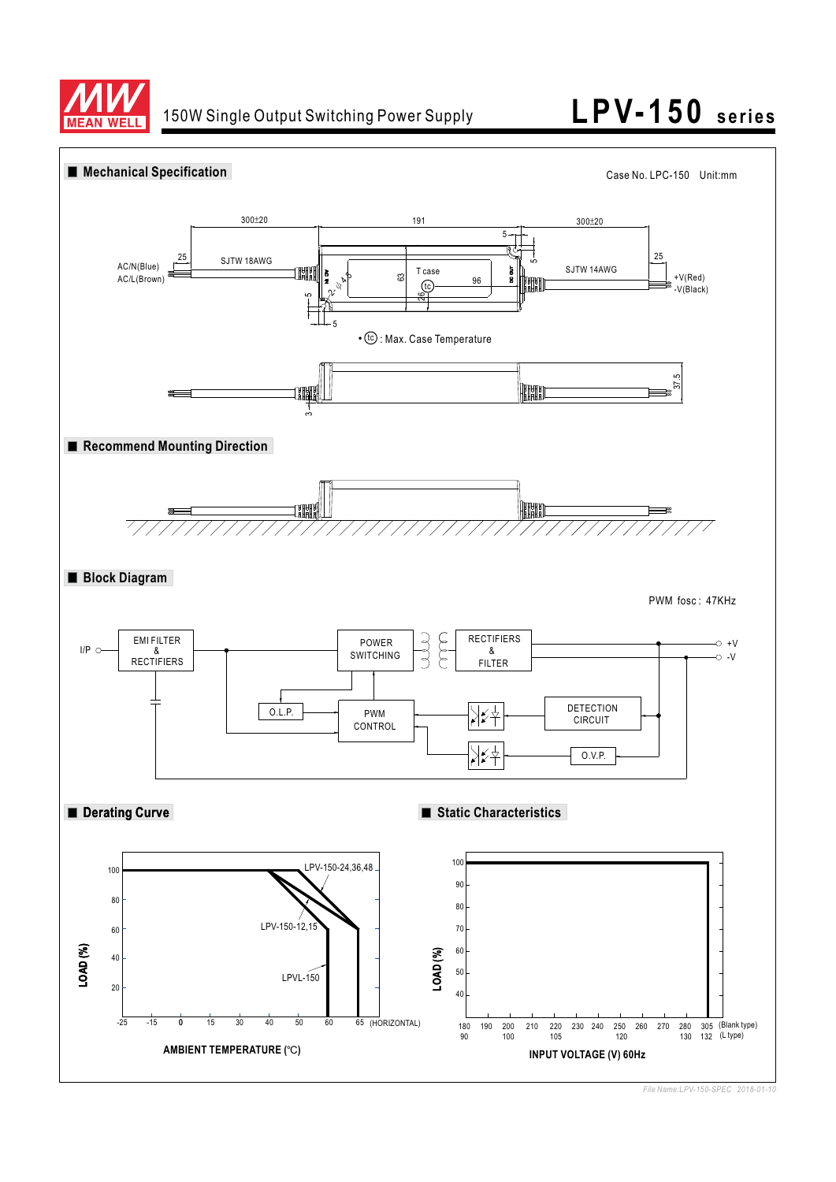# 150W Single Output Switching Power Supply

# LPV-150 series

## ■ Mechanical Specification

Case No. LPC-150 Unit:mm

300±20
191
300±20
25
25
5
5
5
5
AC/N(Blue)
AC/L(Brown)
SJTW 18AWG
SJTW 14AWG
+V(Red)
-V(Black)
T case
63
96
26
2-φ4.5
tc

• tc : Max. Case Temperature

37.5
3

## ■ Recommend Mounting Direction

## ■ Block Diagram

PWM fosc : 47KHz

I/P
EMI FILTER & RECTIFIERS
POWER SWITCHING
RECTIFIERS & FILTER
+V
-V
O.L.P.
PWM CONTROL
DETECTION CIRCUIT
O.V.P.

## ■ Derating Curve

LOAD (%)
100
80
60
40
20
-25 -15 0 15 30 40 50 60 65 (HORIZONTAL)
AMBIENT TEMPERATURE (℃)
LPV-150-24,36,48
LPV-150-12,15
LPVL-150

## ■ Static Characteristics

LOAD (%)
100
90
80
70
60
50
40
180 190 200 210 220 230 240 250 260 270 280 305 (Blank type)
90 100 105 120 130 132 (L type)
INPUT VOLTAGE (V) 60Hz

File Name:LPV-150-SPEC 2018-01-10